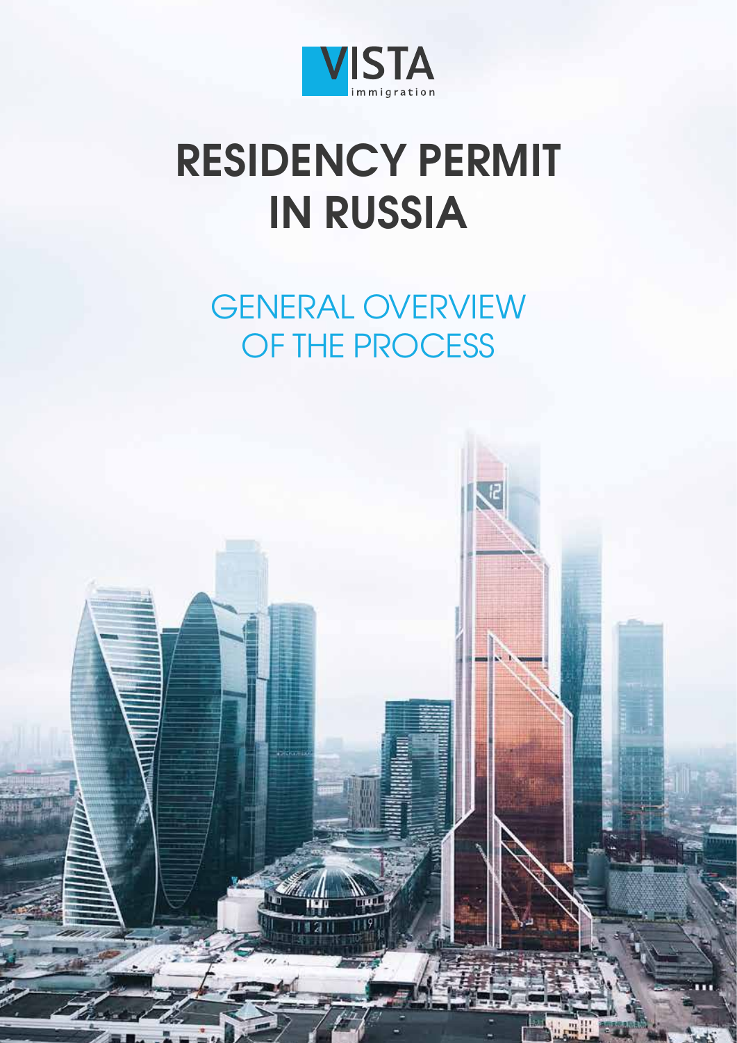VISTA immigration

# RESIDENCY PERMIT IN RUSSIA

## GENERAL OVERVIEW OF THE PROCESS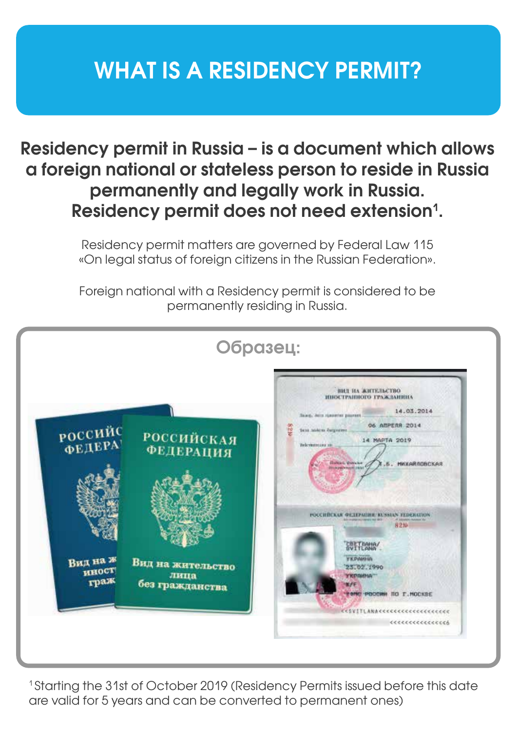# WHAT IS A RESIDENCY PERMIT?

**Residency permit in Russia – is a document which allows a foreign national or stateless person to reside in Russia permanently and legally work in Russia. Residency permit does not need extension[1].**

Residency permit matters are governed by Federal Law 115 «On legal status of foreign citizens in the Russian Federation».

Foreign national with a Residency permit is considered to be permanently residing in Russia.

Образец:

[1] Starting the 31st of October 2019 (Residency Permits issued before this date are valid for 5 years and can be converted to permanent ones)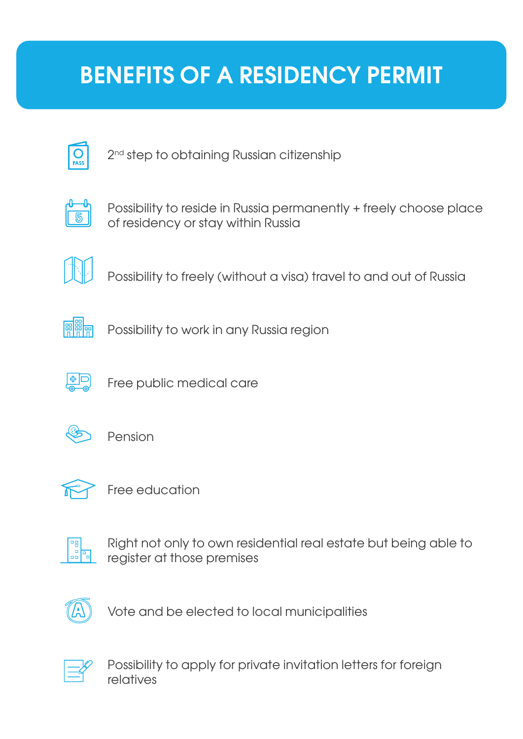# BENEFITS OF A RESIDENCY PERMIT

- 2nd step to obtaining Russian citizenship
- Possibility to reside in Russia permanently + freely choose place of residency or stay within Russia
- Possibility to freely (without a visa) travel to and out of Russia
- Possibility to work in any Russia region
- Free public medical care
- Pension
- Free education
- Right not only to own residential real estate but being able to register at those premises
- Vote and be elected to local municipalities
- Possibility to apply for private invitation letters for foreign relatives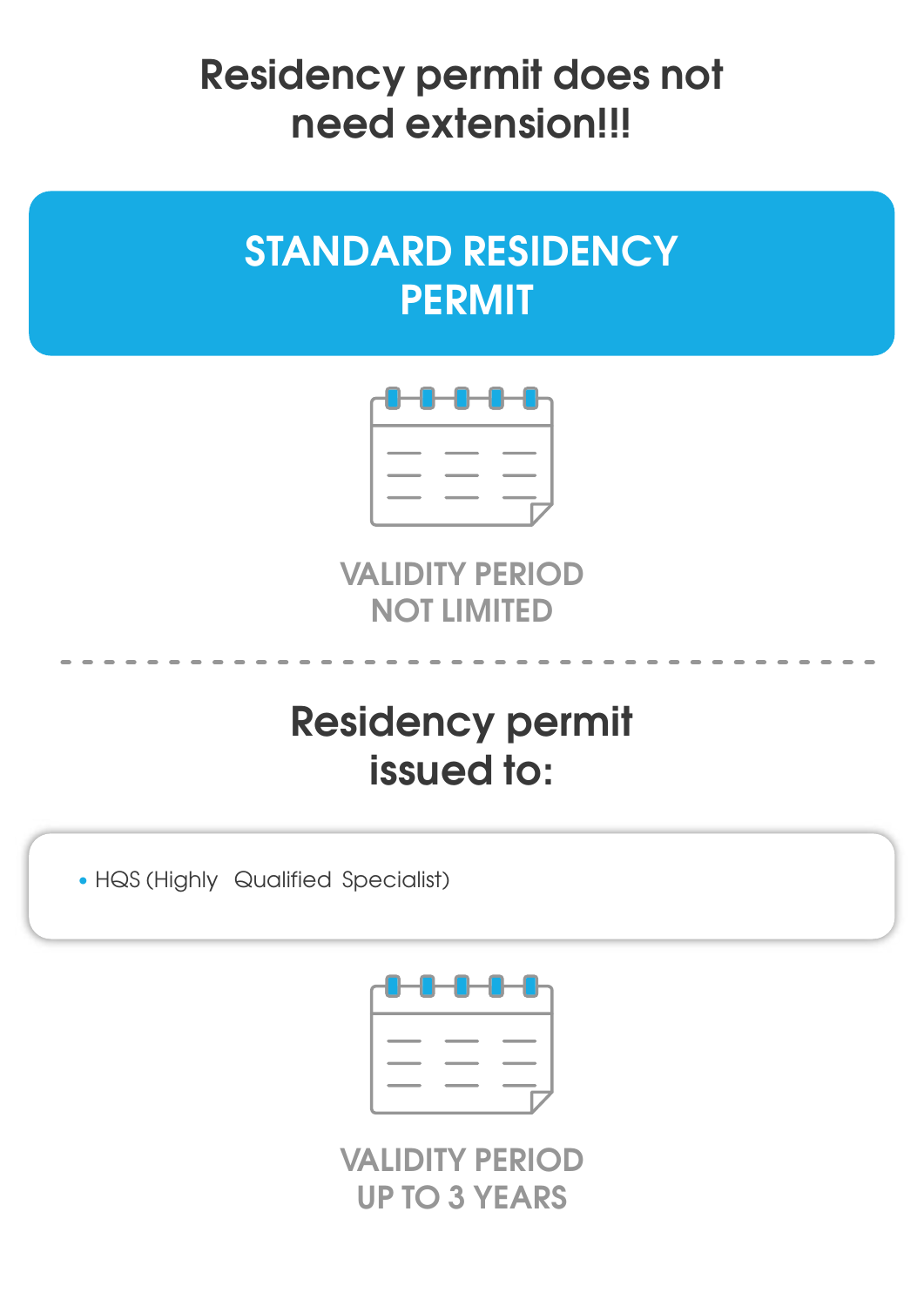## Residency permit does not need extension!!!

### STANDARD RESIDENCY PERMIT

VALIDITY PERIOD NOT LIMITED

---

## Residency permit issued to:

- HQS (Highly Qualified Specialist)

VALIDITY PERIOD UP TO 3 YEARS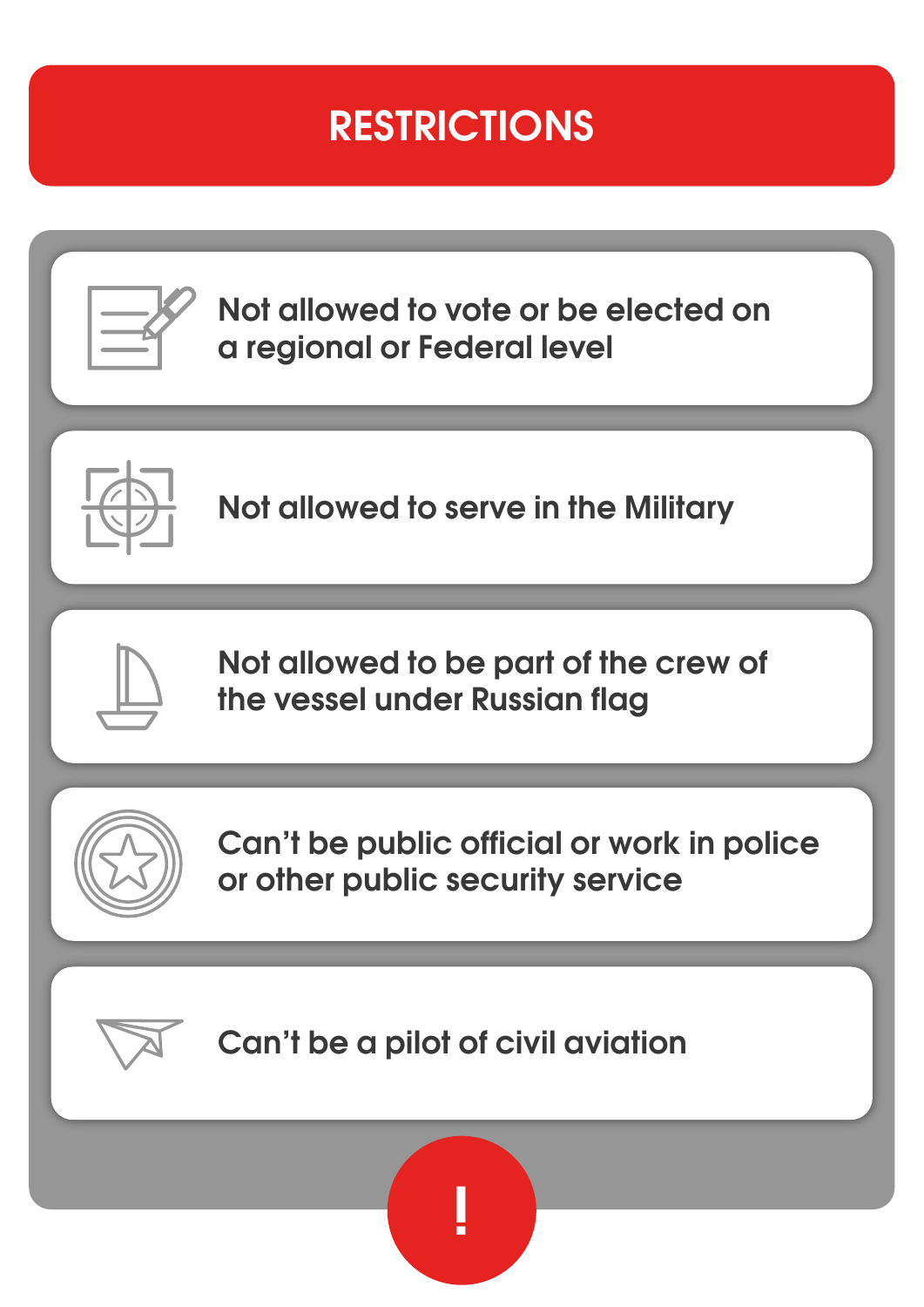# RESTRICTIONS

- Not allowed to vote or be elected on a regional or Federal level
- Not allowed to serve in the Military
- Not allowed to be part of the crew of the vessel under Russian flag
- Can't be public official or work in police or other public security service
- Can't be a pilot of civil aviation

!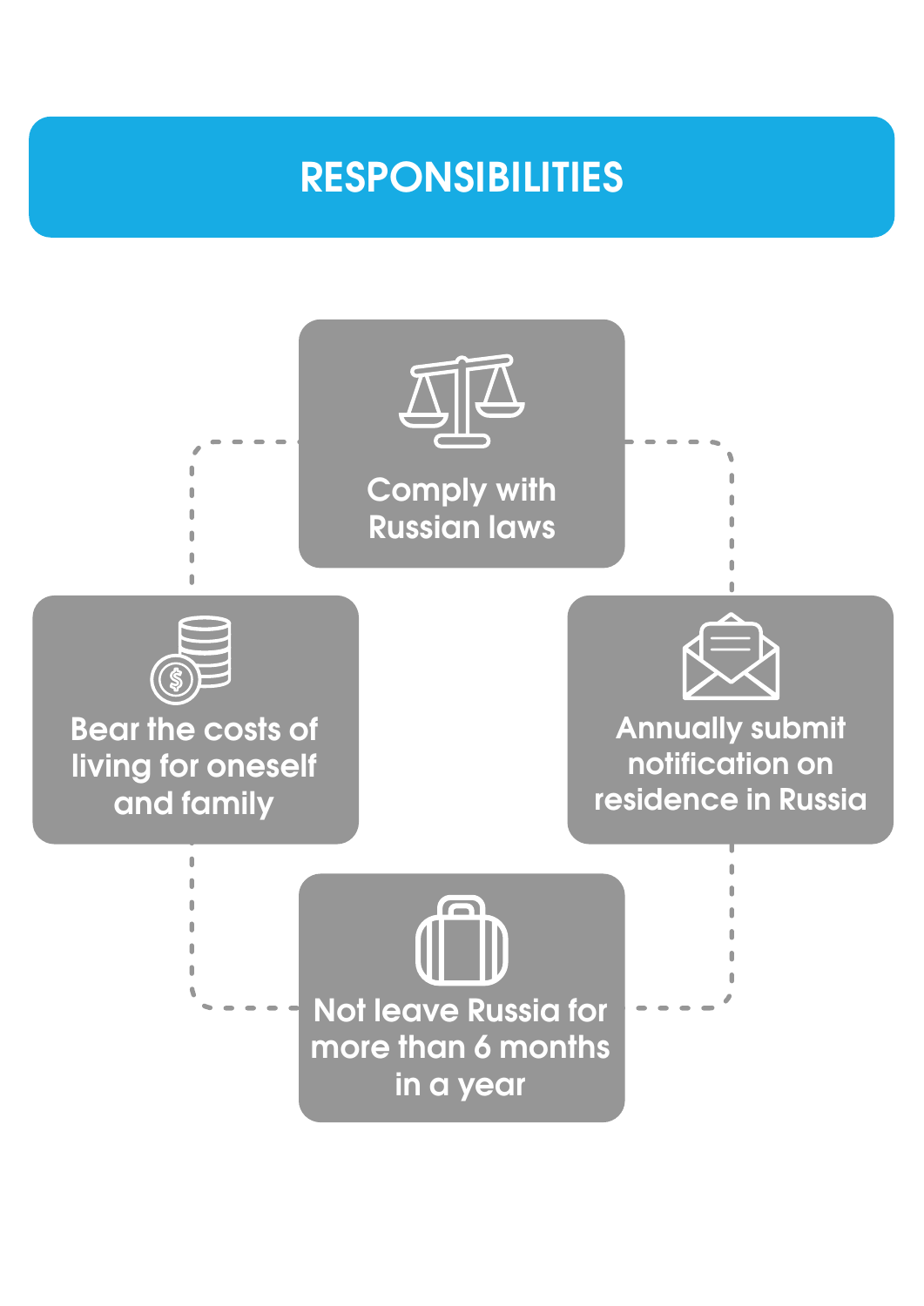# RESPONSIBILITIES

- Comply with Russian laws
- Annually submit notification on residence in Russia
- Not leave Russia for more than 6 months in a year
- Bear the costs of living for oneself and family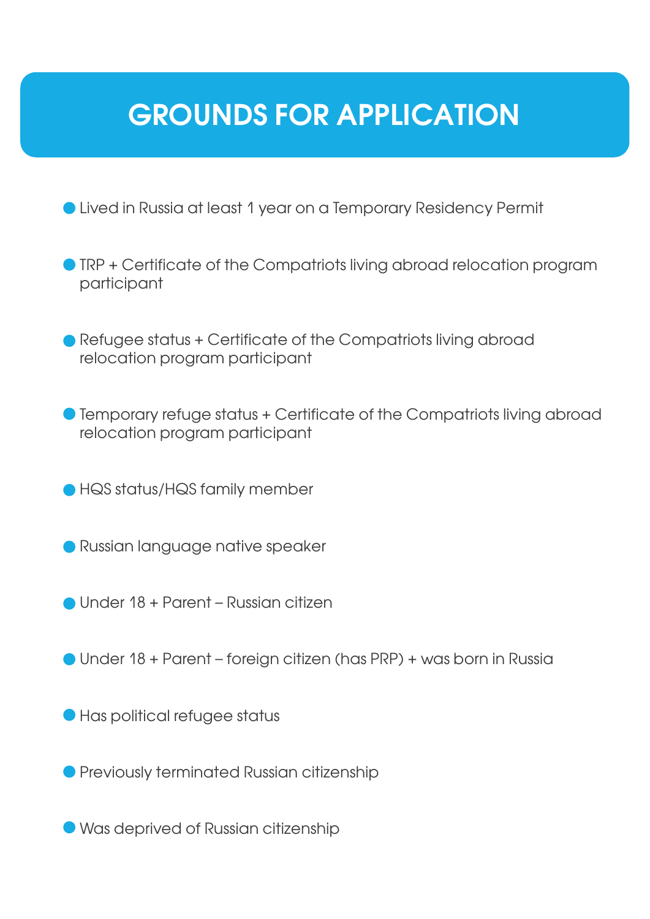# GROUNDS FOR APPLICATION

- Lived in Russia at least 1 year on a Temporary Residency Permit
- TRP + Certificate of the Compatriots living abroad relocation program participant
- Refugee status + Certificate of the Compatriots living abroad relocation program participant
- Temporary refuge status + Certificate of the Compatriots living abroad relocation program participant
- HQS status/HQS family member
- Russian language native speaker
- Under 18 + Parent – Russian citizen
- Under 18 + Parent – foreign citizen (has PRP) + was born in Russia
- Has political refugee status
- Previously terminated Russian citizenship
- Was deprived of Russian citizenship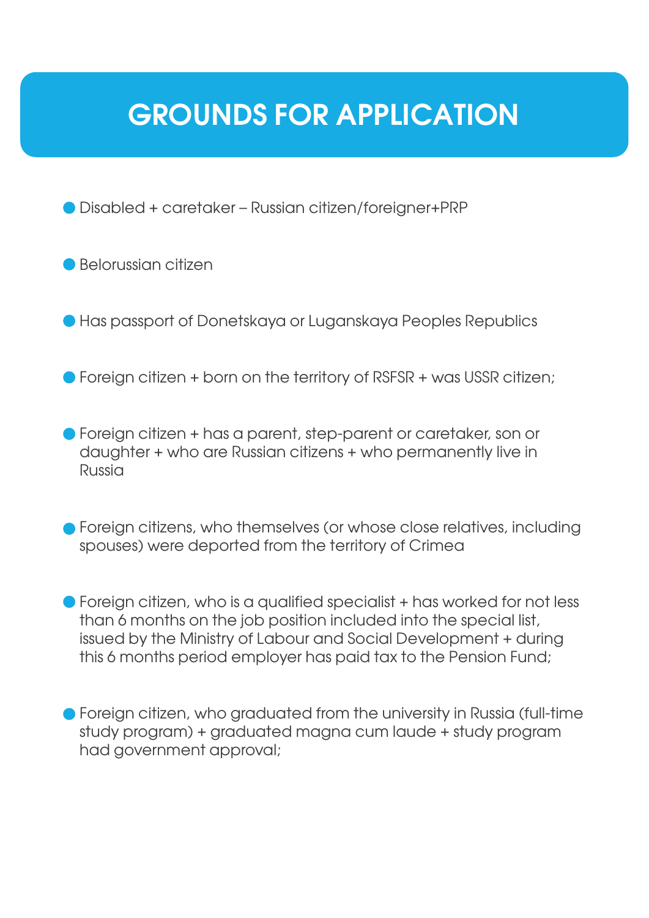# GROUNDS FOR APPLICATION

- Disabled + caretaker – Russian citizen/foreigner+PRP
- Belorussian citizen
- Has passport of Donetskaya or Luganskaya Peoples Republics
- Foreign citizen + born on the territory of RSFSR + was USSR citizen;
- Foreign citizen + has a parent, step-parent or caretaker, son or daughter + who are Russian citizens + who permanently live in Russia
- Foreign citizens, who themselves (or whose close relatives, including spouses) were deported from the territory of Crimea
- Foreign citizen, who is a qualified specialist + has worked for not less than 6 months on the job position included into the special list, issued by the Ministry of Labour and Social Development + during this 6 months period employer has paid tax to the Pension Fund;
- Foreign citizen, who graduated from the university in Russia (full-time study program) + graduated magna cum laude + study program had government approval;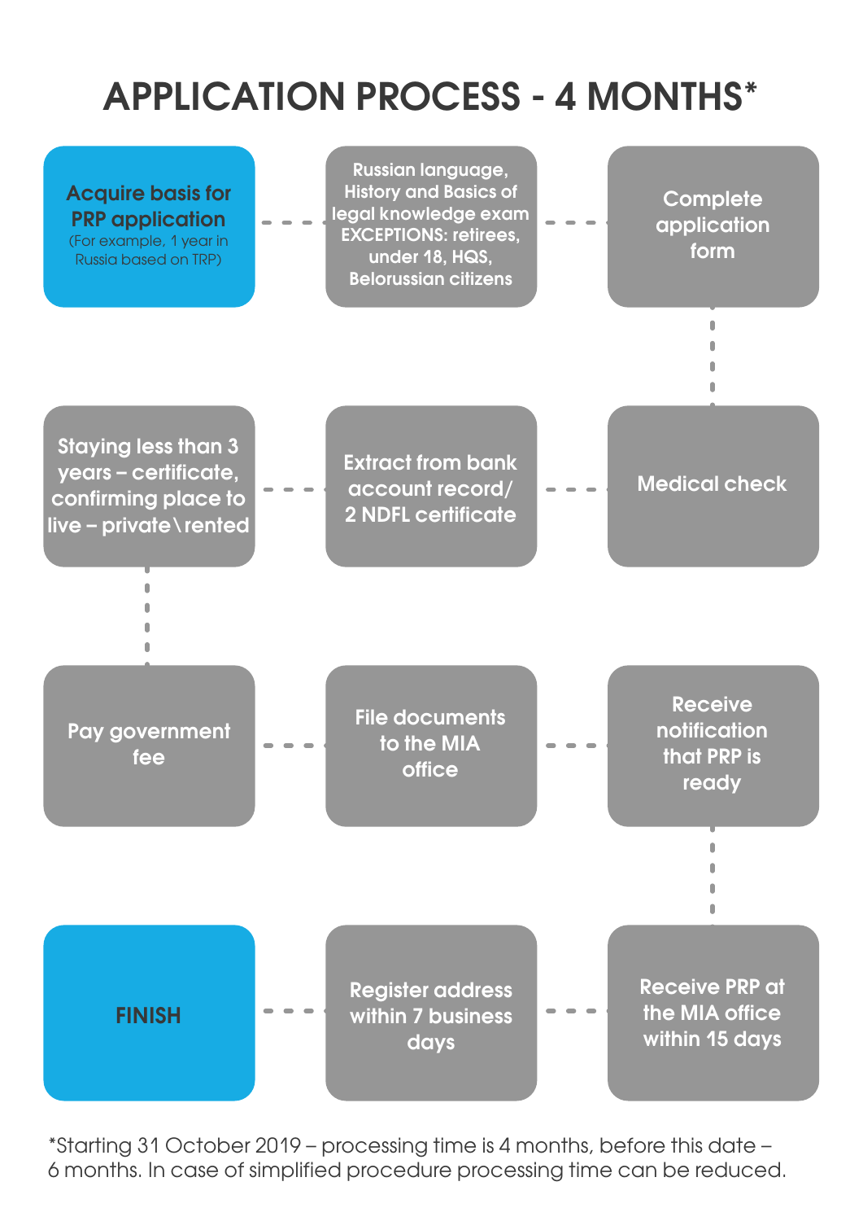# APPLICATION PROCESS - 4 MONTHS*

1. **Acquire basis for PRP application** (For example, 1 year in Russia based on TRP)
2. Russian language, History and Basics of legal knowledge exam EXCEPTIONS: retirees, under 18, HQS, Belorussian citizens
3. Complete application form
4. Medical check
5. Extract from bank account record/ 2 NDFL certificate
6. Staying less than 3 years – certificate, confirming place to live – private\rented
7. Pay government fee
8. File documents to the MIA office
9. Receive notification that PRP is ready
10. Receive PRP at the MIA office within 15 days
11. Register address within 7 business days
12. **FINISH**

*Starting 31 October 2019 – processing time is 4 months, before this date – 6 months. In case of simplified procedure processing time can be reduced.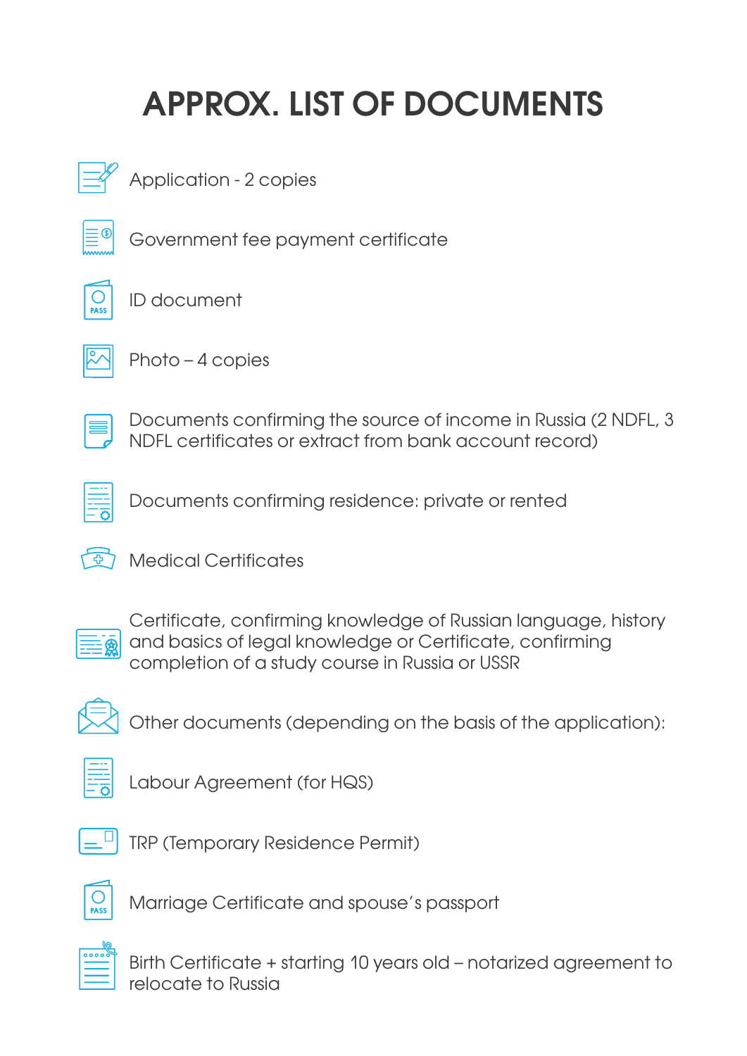# APPROX. LIST OF DOCUMENTS

- Application - 2 copies
- Government fee payment certificate
- ID document
- Photo – 4 copies
- Documents confirming the source of income in Russia (2 NDFL, 3 NDFL certificates or extract from bank account record)
- Documents confirming residence: private or rented
- Medical Certificates
- Certificate, confirming knowledge of Russian language, history and basics of legal knowledge or Certificate, confirming completion of a study course in Russia or USSR
- Other documents (depending on the basis of the application):
- Labour Agreement (for HQS)
- TRP (Temporary Residence Permit)
- Marriage Certificate and spouse's passport
- Birth Certificate + starting 10 years old – notarized agreement to relocate to Russia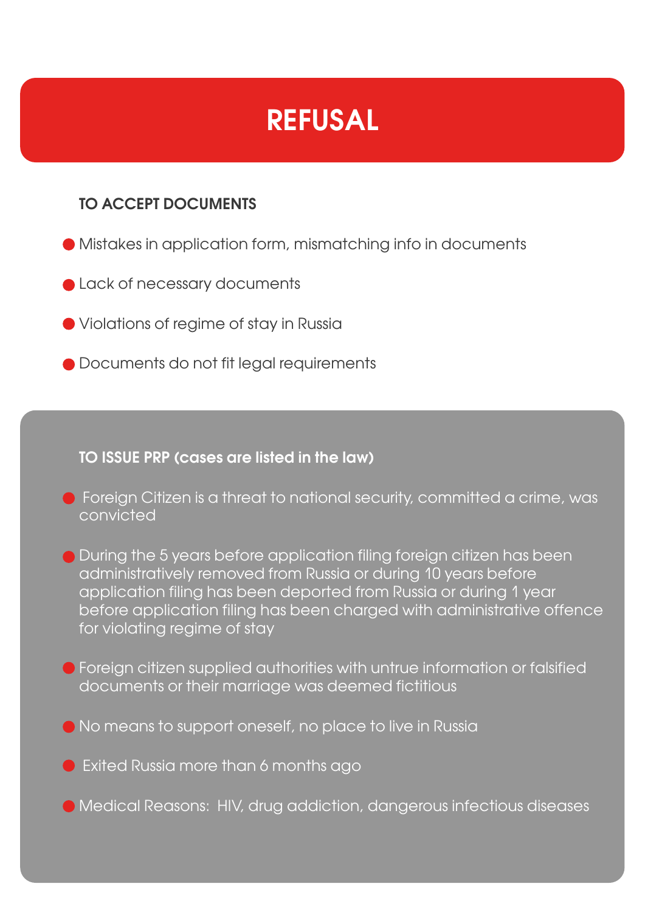# REFUSAL

### TO ACCEPT DOCUMENTS

- Mistakes in application form, mismatching info in documents
- Lack of necessary documents
- Violations of regime of stay in Russia
- Documents do not fit legal requirements

### TO ISSUE PRP (cases are listed in the law)

- Foreign Citizen is a threat to national security, committed a crime, was convicted
- During the 5 years before application filing foreign citizen has been administratively removed from Russia or during 10 years before application filing has been deported from Russia or during 1 year before application filing has been charged with administrative offence for violating regime of stay
- Foreign citizen supplied authorities with untrue information or falsified documents or their marriage was deemed fictitious
- No means to support oneself, no place to live in Russia
- Exited Russia more than 6 months ago
- Medical Reasons: HIV, drug addiction, dangerous infectious diseases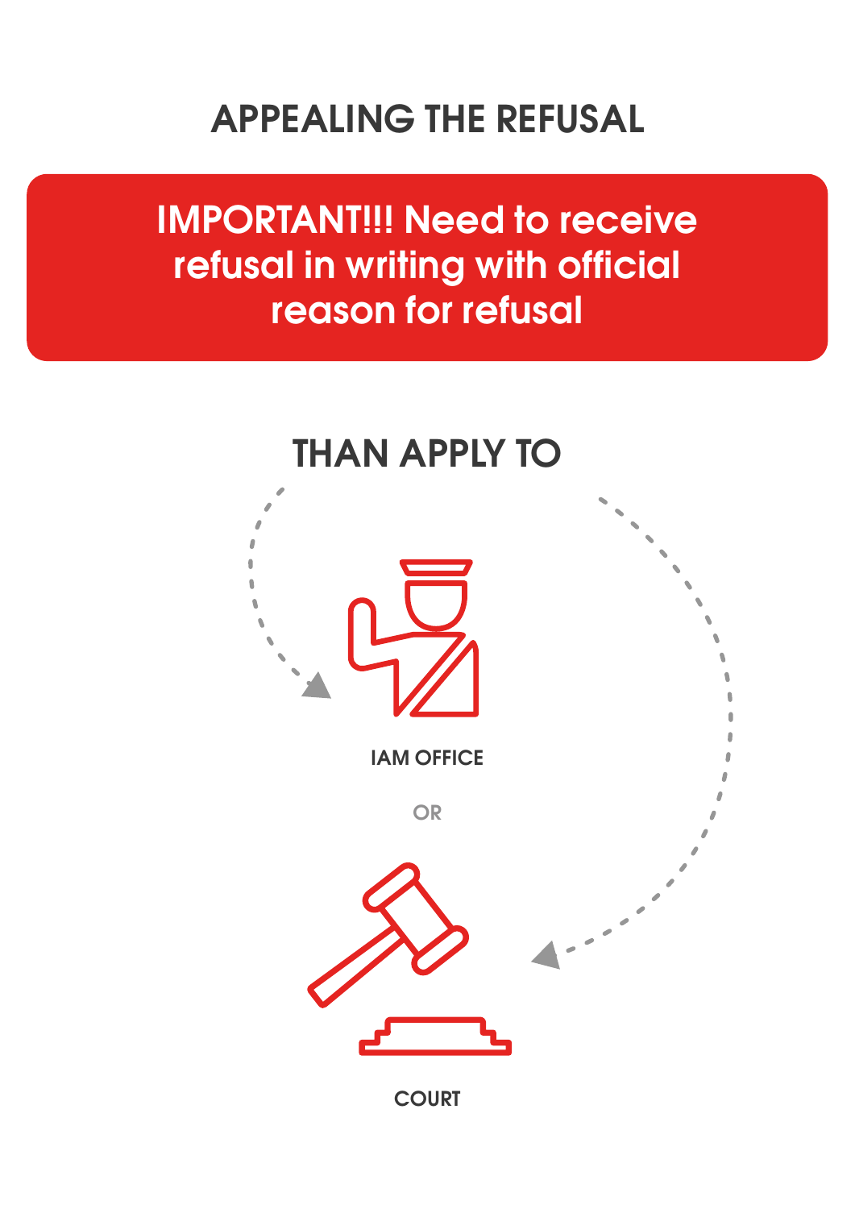# APPEALING THE REFUSAL

**IMPORTANT!!! Need to receive refusal in writing with official reason for refusal**

## THAN APPLY TO

IAM OFFICE

OR

COURT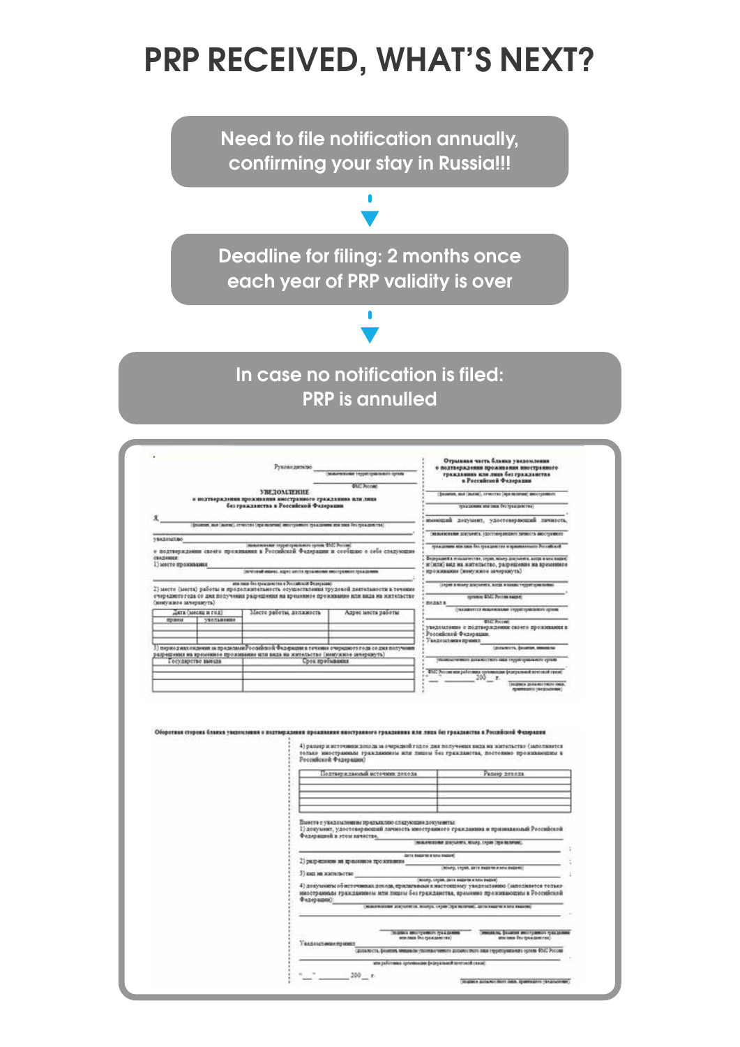# PRP RECEIVED, WHAT'S NEXT?

Need to file notification annually, confirming your stay in Russia!!!

↓

Deadline for filing: 2 months once each year of PRP validity is over

↓

In case no notification is filed: PRP is annulled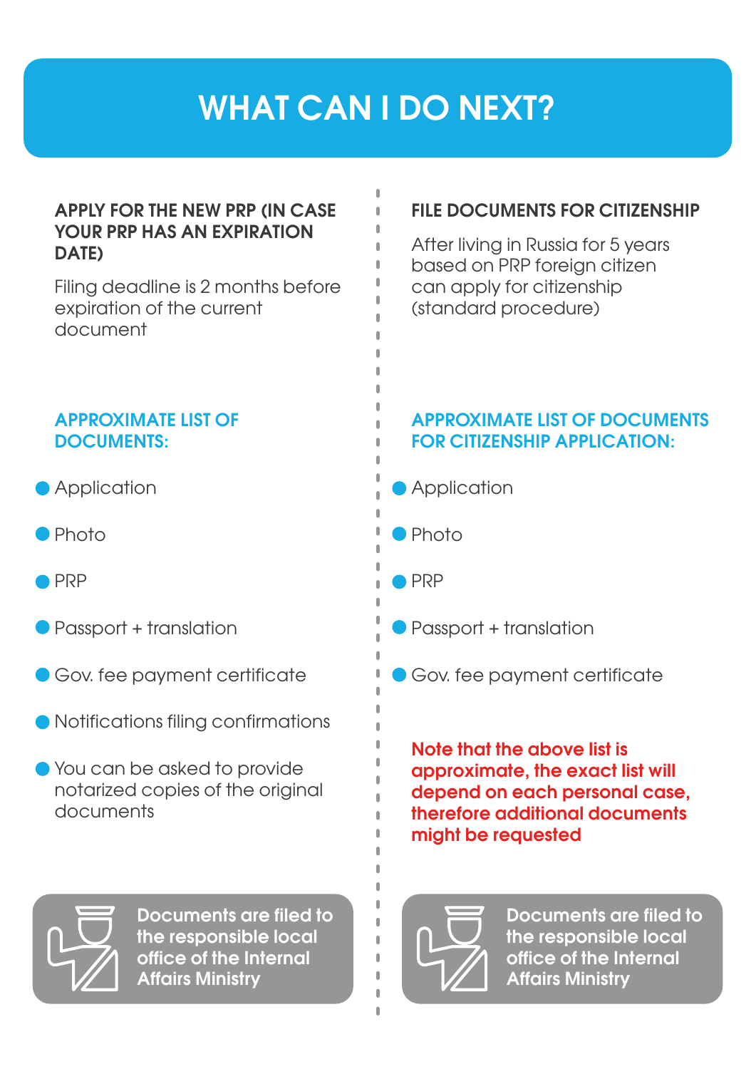# WHAT CAN I DO NEXT?

## APPLY FOR THE NEW PRP (IN CASE YOUR PRP HAS AN EXPIRATION DATE)

Filing deadline is 2 months before expiration of the current document

### APPROXIMATE LIST OF DOCUMENTS:

- Application
- Photo
- PRP
- Passport + translation
- Gov. fee payment certificate
- Notifications filing confirmations
- You can be asked to provide notarized copies of the original documents

**Documents are filed to the responsible local office of the Internal Affairs Ministry**

## FILE DOCUMENTS FOR CITIZENSHIP

After living in Russia for 5 years based on PRP foreign citizen can apply for citizenship (standard procedure)

### APPROXIMATE LIST OF DOCUMENTS FOR CITIZENSHIP APPLICATION:

- Application
- Photo
- PRP
- Passport + translation
- Gov. fee payment certificate

**Note that the above list is approximate, the exact list will depend on each personal case, therefore additional documents might be requested**

**Documents are filed to the responsible local office of the Internal Affairs Ministry**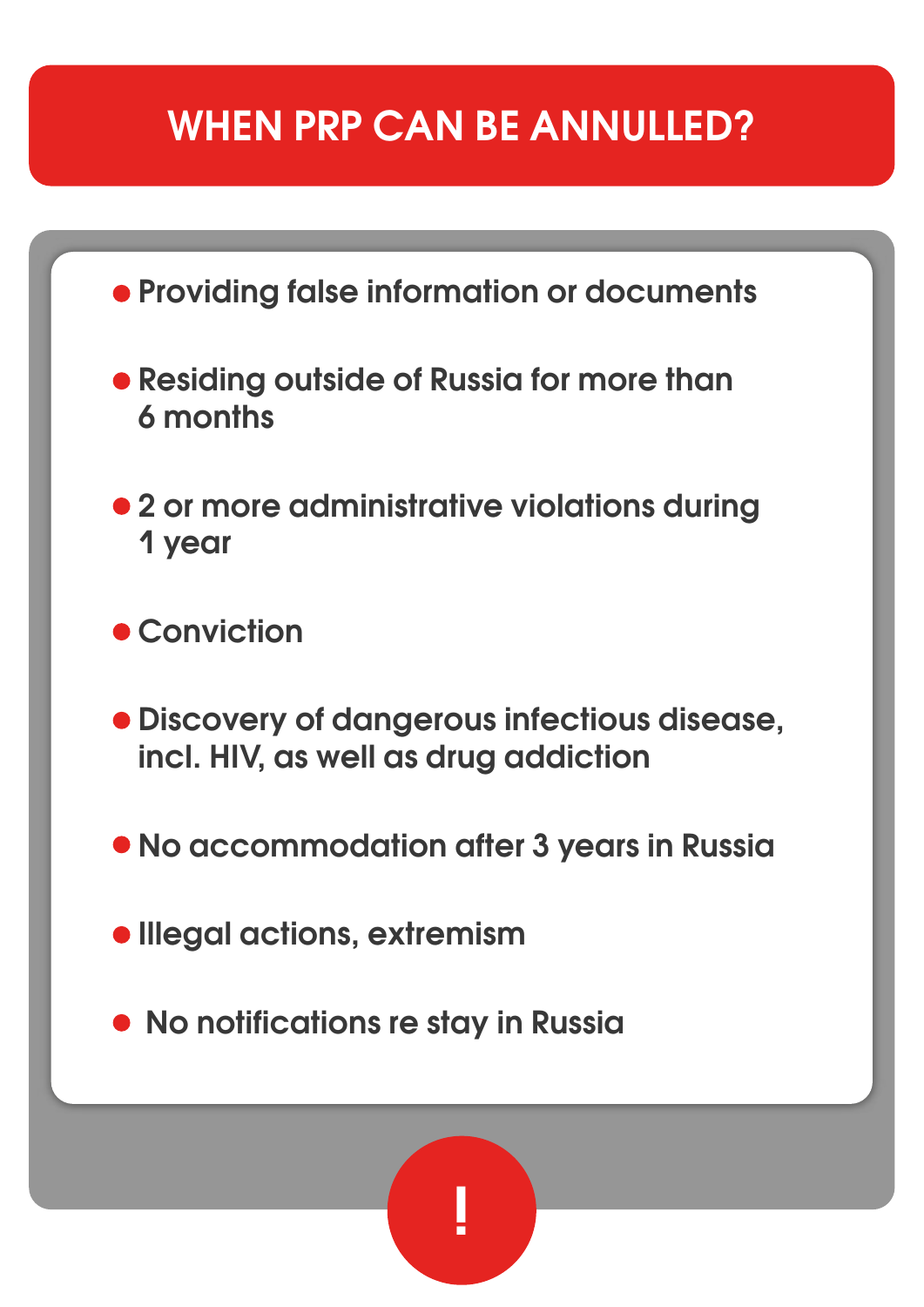# WHEN PRP CAN BE ANNULLED?

- Providing false information or documents
- Residing outside of Russia for more than 6 months
- 2 or more administrative violations during 1 year
- Conviction
- Discovery of dangerous infectious disease, incl. HIV, as well as drug addiction
- No accommodation after 3 years in Russia
- Illegal actions, extremism
- No notifications re stay in Russia

!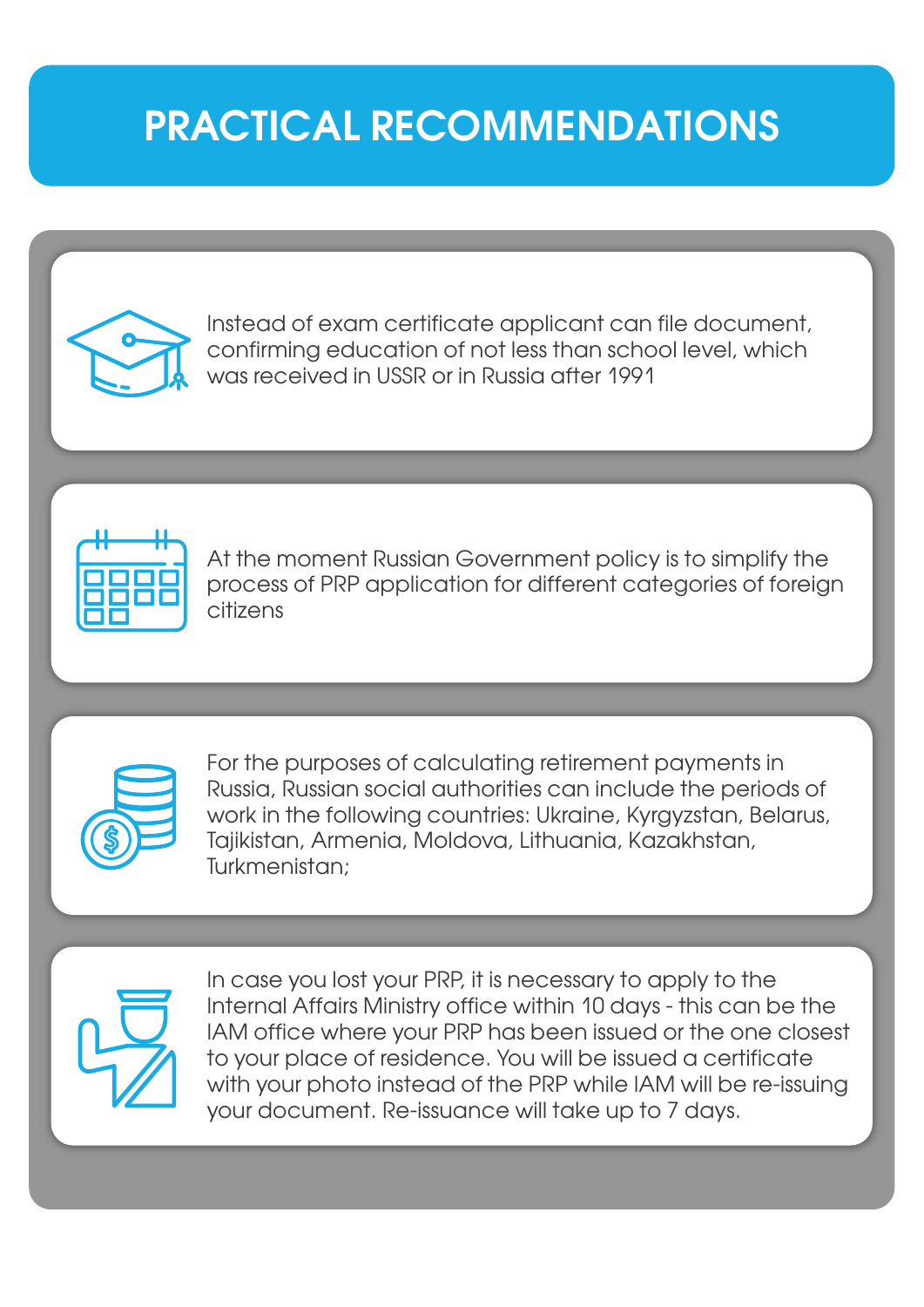# PRACTICAL RECOMMENDATIONS

Instead of exam certificate applicant can file document, confirming education of not less than school level, which was received in USSR or in Russia after 1991

At the moment Russian Government policy is to simplify the process of PRP application for different categories of foreign citizens

For the purposes of calculating retirement payments in Russia, Russian social authorities can include the periods of work in the following countries: Ukraine, Kyrgyzstan, Belarus, Tajikistan, Armenia, Moldova, Lithuania, Kazakhstan, Turkmenistan;

In case you lost your PRP, it is necessary to apply to the Internal Affairs Ministry office within 10 days - this can be the IAM office where your PRP has been issued or the one closest to your place of residence. You will be issued a certificate with your photo instead of the PRP while IAM will be re-issuing your document. Re-issuance will take up to 7 days.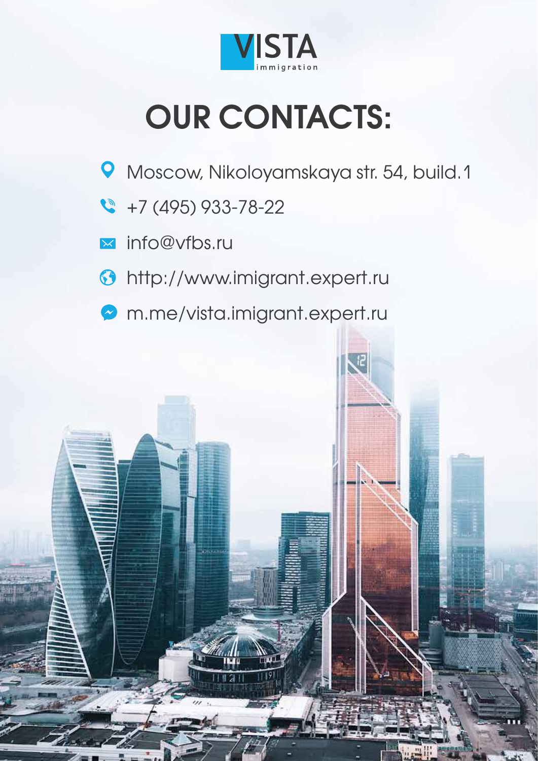VISTA
immigration

# OUR CONTACTS:

- Moscow, Nikoloyamskaya str. 54, build.1
- +7 (495) 933-78-22
- info@vfbs.ru
- http://www.imigrant.expert.ru
- m.me/vista.imigrant.expert.ru